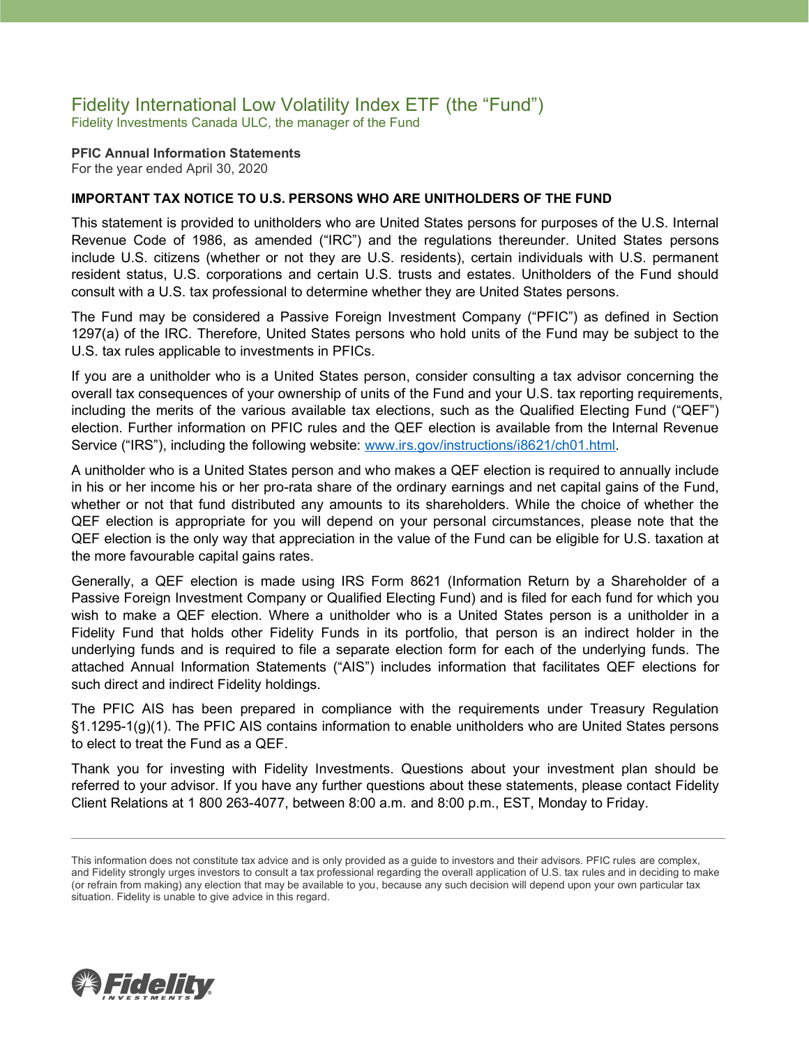# Fidelity International Low Volatility Index ETF (the "Fund")

Fidelity Investments Canada ULC, the manager of the Fund

**PFIC Annual Information Statements**
For the year ended April 30, 2020

**IMPORTANT TAX NOTICE TO U.S. PERSONS WHO ARE UNITHOLDERS OF THE FUND**

This statement is provided to unitholders who are United States persons for purposes of the U.S. Internal Revenue Code of 1986, as amended ("IRC") and the regulations thereunder. United States persons include U.S. citizens (whether or not they are U.S. residents), certain individuals with U.S. permanent resident status, U.S. corporations and certain U.S. trusts and estates. Unitholders of the Fund should consult with a U.S. tax professional to determine whether they are United States persons.

The Fund may be considered a Passive Foreign Investment Company ("PFIC") as defined in Section 1297(a) of the IRC. Therefore, United States persons who hold units of the Fund may be subject to the U.S. tax rules applicable to investments in PFICs.

If you are a unitholder who is a United States person, consider consulting a tax advisor concerning the overall tax consequences of your ownership of units of the Fund and your U.S. tax reporting requirements, including the merits of the various available tax elections, such as the Qualified Electing Fund ("QEF") election. Further information on PFIC rules and the QEF election is available from the Internal Revenue Service ("IRS"), including the following website: [www.irs.gov/instructions/i8621/ch01.html](http://www.irs.gov/instructions/i8621/ch01.html).

A unitholder who is a United States person and who makes a QEF election is required to annually include in his or her income his or her pro-rata share of the ordinary earnings and net capital gains of the Fund, whether or not that fund distributed any amounts to its shareholders. While the choice of whether the QEF election is appropriate for you will depend on your personal circumstances, please note that the QEF election is the only way that appreciation in the value of the Fund can be eligible for U.S. taxation at the more favourable capital gains rates.

Generally, a QEF election is made using IRS Form 8621 (Information Return by a Shareholder of a Passive Foreign Investment Company or Qualified Electing Fund) and is filed for each fund for which you wish to make a QEF election. Where a unitholder who is a United States person is a unitholder in a Fidelity Fund that holds other Fidelity Funds in its portfolio, that person is an indirect holder in the underlying funds and is required to file a separate election form for each of the underlying funds. The attached Annual Information Statements ("AIS") includes information that facilitates QEF elections for such direct and indirect Fidelity holdings.

The PFIC AIS has been prepared in compliance with the requirements under Treasury Regulation §1.1295-1(g)(1). The PFIC AIS contains information to enable unitholders who are United States persons to elect to treat the Fund as a QEF.

Thank you for investing with Fidelity Investments. Questions about your investment plan should be referred to your advisor. If you have any further questions about these statements, please contact Fidelity Client Relations at 1 800 263-4077, between 8:00 a.m. and 8:00 p.m., EST, Monday to Friday.

---

This information does not constitute tax advice and is only provided as a guide to investors and their advisors. PFIC rules are complex, and Fidelity strongly urges investors to consult a tax professional regarding the overall application of U.S. tax rules and in deciding to make (or refrain from making) any election that may be available to you, because any such decision will depend upon your own particular tax situation. Fidelity is unable to give advice in this regard.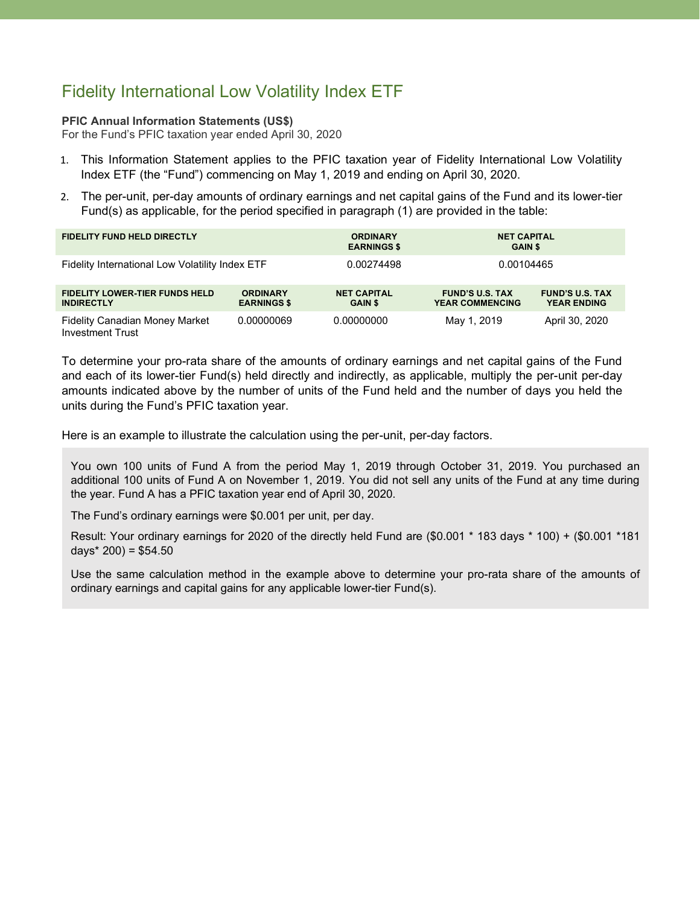# Fidelity International Low Volatility Index ETF

**PFIC Annual Information Statements (US$)**
For the Fund's PFIC taxation year ended April 30, 2020

1. This Information Statement applies to the PFIC taxation year of Fidelity International Low Volatility Index ETF (the "Fund") commencing on May 1, 2019 and ending on April 30, 2020.
2. The per-unit, per-day amounts of ordinary earnings and net capital gains of the Fund and its lower-tier Fund(s) as applicable, for the period specified in paragraph (1) are provided in the table:

| FIDELITY FUND HELD DIRECTLY | ORDINARY EARNINGS $ | NET CAPITAL GAIN $ |
|---|---|---|
| Fidelity International Low Volatility Index ETF | 0.00274498 | 0.00104465 |

| FIDELITY LOWER-TIER FUNDS HELD INDIRECTLY | ORDINARY EARNINGS $ | NET CAPITAL GAIN $ | FUND'S U.S. TAX YEAR COMMENCING | FUND'S U.S. TAX YEAR ENDING |
|---|---|---|---|---|
| Fidelity Canadian Money Market Investment Trust | 0.00000069 | 0.00000000 | May 1, 2019 | April 30, 2020 |

To determine your pro-rata share of the amounts of ordinary earnings and net capital gains of the Fund and each of its lower-tier Fund(s) held directly and indirectly, as applicable, multiply the per-unit per-day amounts indicated above by the number of units of the Fund held and the number of days you held the units during the Fund's PFIC taxation year.

Here is an example to illustrate the calculation using the per-unit, per-day factors.

> You own 100 units of Fund A from the period May 1, 2019 through October 31, 2019. You purchased an additional 100 units of Fund A on November 1, 2019. You did not sell any units of the Fund at any time during the year. Fund A has a PFIC taxation year end of April 30, 2020.
>
> The Fund's ordinary earnings were $0.001 per unit, per day.
>
> Result: Your ordinary earnings for 2020 of the directly held Fund are ($0.001 * 183 days * 100) + ($0.001 *181 days* 200) = $54.50
>
> Use the same calculation method in the example above to determine your pro-rata share of the amounts of ordinary earnings and capital gains for any applicable lower-tier Fund(s).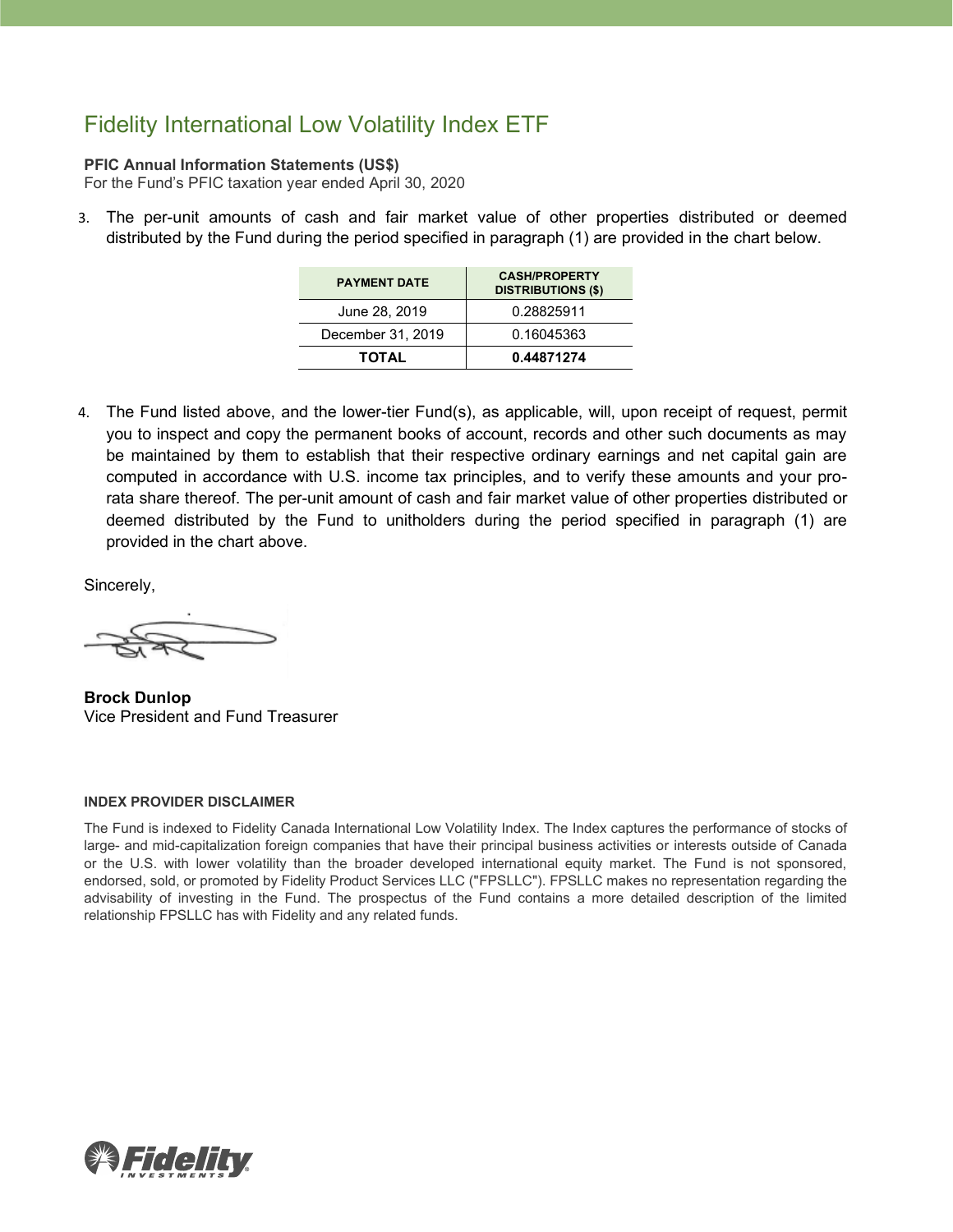# Fidelity International Low Volatility Index ETF

**PFIC Annual Information Statements (US$)**
For the Fund's PFIC taxation year ended April 30, 2020

3. The per-unit amounts of cash and fair market value of other properties distributed or deemed distributed by the Fund during the period specified in paragraph (1) are provided in the chart below.

| PAYMENT DATE | CASH/PROPERTY DISTRIBUTIONS ($) |
|---|---|
| June 28, 2019 | 0.28825911 |
| December 31, 2019 | 0.16045363 |
| **TOTAL** | **0.44871274** |

4. The Fund listed above, and the lower-tier Fund(s), as applicable, will, upon receipt of request, permit you to inspect and copy the permanent books of account, records and other such documents as may be maintained by them to establish that their respective ordinary earnings and net capital gain are computed in accordance with U.S. income tax principles, and to verify these amounts and your pro-rata share thereof. The per-unit amount of cash and fair market value of other properties distributed or deemed distributed by the Fund to unitholders during the period specified in paragraph (1) are provided in the chart above.

Sincerely,

**Brock Dunlop**
Vice President and Fund Treasurer

**INDEX PROVIDER DISCLAIMER**

The Fund is indexed to Fidelity Canada International Low Volatility Index. The Index captures the performance of stocks of large- and mid-capitalization foreign companies that have their principal business activities or interests outside of Canada or the U.S. with lower volatility than the broader developed international equity market. The Fund is not sponsored, endorsed, sold, or promoted by Fidelity Product Services LLC ("FPSLLC"). FPSLLC makes no representation regarding the advisability of investing in the Fund. The prospectus of the Fund contains a more detailed description of the limited relationship FPSLLC has with Fidelity and any related funds.